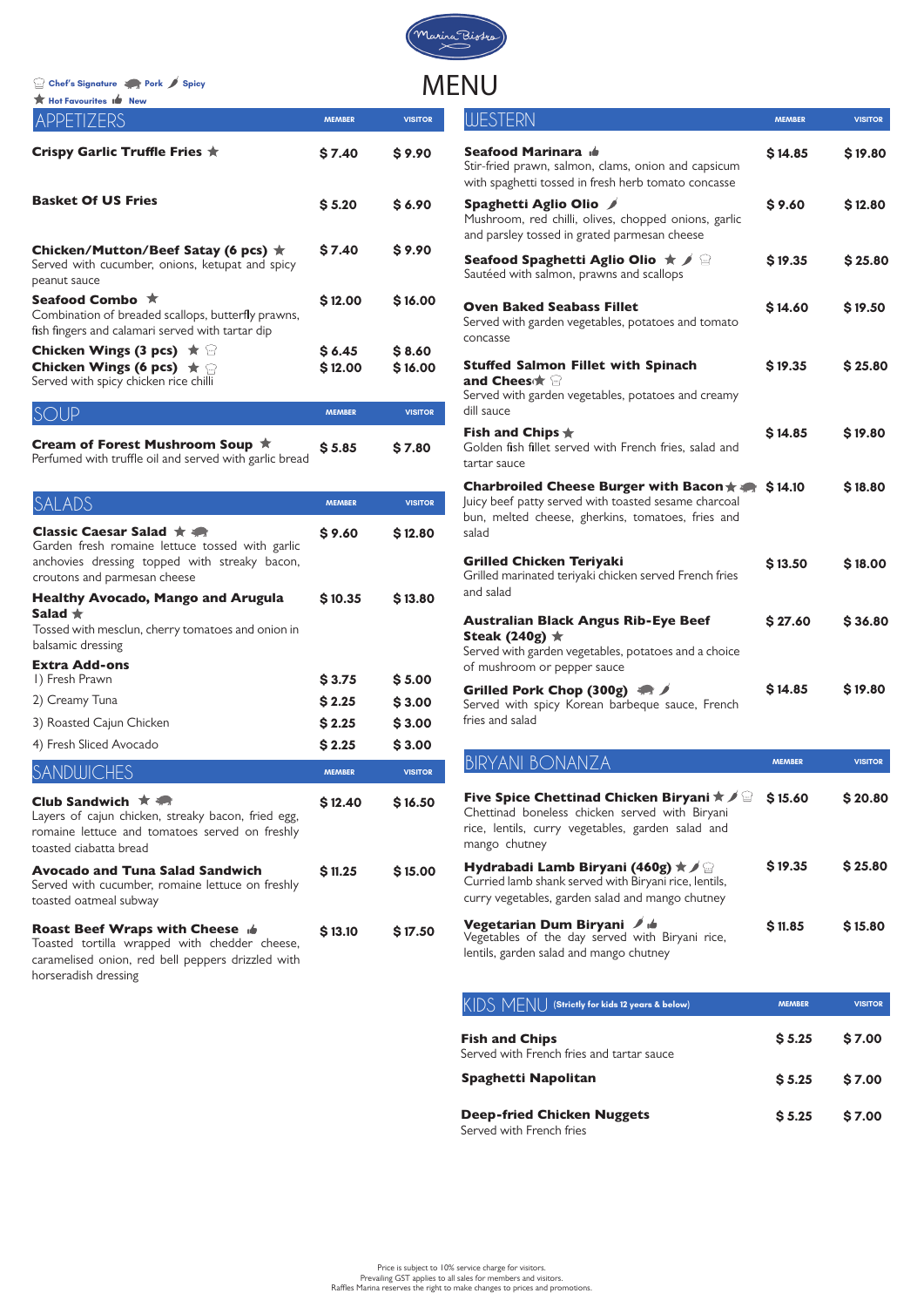Marina Bistro

# MENU

Chef's Signature · Pork · Spicy · ★ Hot Favourites · New

## APPETIZERS

| APPETIZERS | MEMBER | VISITOR |
|---|---|---|
| **Crispy Garlic Truffle Fries** ★ | $ 7.40 | $ 9.90 |
| **Basket Of US Fries** | $ 5.20 | $ 6.90 |
| **Chicken/Mutton/Beef Satay (6 pcs)** ★<br>Served with cucumber, onions, ketupat and spicy peanut sauce | $ 7.40 | $ 9.90 |
| **Seafood Combo** ★<br>Combination of breaded scallops, butterfly prawns, fish fingers and calamari served with tartar dip | $ 12.00 | $ 16.00 |
| **Chicken Wings (3 pcs)** ★ (Chef's Signature) | $ 6.45 | $ 8.60 |
| **Chicken Wings (6 pcs)** ★ (Chef's Signature)<br>Served with spicy chicken rice chilli | $ 12.00 | $ 16.00 |

## SOUP

| SOUP | MEMBER | VISITOR |
|---|---|---|
| **Cream of Forest Mushroom Soup** ★<br>Perfumed with truffle oil and served with garlic bread | $ 5.85 | $ 7.80 |

## SALADS

| SALADS | MEMBER | VISITOR |
|---|---|---|
| **Classic Caesar Salad** ★ (Pork)<br>Garden fresh romaine lettuce tossed with garlic anchovies dressing topped with streaky bacon, croutons and parmesan cheese | $ 9.60 | $ 12.80 |
| **Healthy Avocado, Mango and Arugula Salad** ★<br>Tossed with mesclun, cherry tomatoes and onion in balsamic dressing | $ 10.35 | $ 13.80 |
| **Extra Add-ons** | | |
| 1) Fresh Prawn | $ 3.75 | $ 5.00 |
| 2) Creamy Tuna | $ 2.25 | $ 3.00 |
| 3) Roasted Cajun Chicken | $ 2.25 | $ 3.00 |
| 4) Fresh Sliced Avocado | $ 2.25 | $ 3.00 |

## SANDWICHES

| SANDWICHES | MEMBER | VISITOR |
|---|---|---|
| **Club Sandwich** ★ (Pork)<br>Layers of cajun chicken, streaky bacon, fried egg, romaine lettuce and tomatoes served on freshly toasted ciabatta bread | $ 12.40 | $ 16.50 |
| **Avocado and Tuna Salad Sandwich**<br>Served with cucumber, romaine lettuce on freshly toasted oatmeal subway | $ 11.25 | $ 15.00 |
| **Roast Beef Wraps with Cheese** (New)<br>Toasted tortilla wrapped with chedder cheese, caramelised onion, red bell peppers drizzled with horseradish dressing | $ 13.10 | $ 17.50 |

## WESTERN

| WESTERN | MEMBER | VISITOR |
|---|---|---|
| **Seafood Marinara** (New)<br>Stir-fried prawn, salmon, clams, onion and capsicum with spaghetti tossed in fresh herb tomato concasse | $ 14.85 | $ 19.80 |
| **Spaghetti Aglio Olio** (Spicy)<br>Mushroom, red chilli, olives, chopped onions, garlic and parsley tossed in grated parmesan cheese | $ 9.60 | $ 12.80 |
| **Seafood Spaghetti Aglio Olio** ★ (Spicy) (Chef's Signature)<br>Sautéed with salmon, prawns and scallops | $ 19.35 | $ 25.80 |
| **Oven Baked Seabass Fillet**<br>Served with garden vegetables, potatoes and tomato concasse | $ 14.60 | $ 19.50 |
| **Stuffed Salmon Fillet with Spinach and Cheese** ★ (Chef's Signature)<br>Served with garden vegetables, potatoes and creamy dill sauce | $ 19.35 | $ 25.80 |
| **Fish and Chips** ★<br>Golden fish fillet served with French fries, salad and tartar sauce | $ 14.85 | $ 19.80 |
| **Charbroiled Cheese Burger with Bacon** ★ (Pork)<br>Juicy beef patty served with toasted sesame charcoal bun, melted cheese, gherkins, tomatoes, fries and salad | $ 14.10 | $ 18.80 |
| **Grilled Chicken Teriyaki**<br>Grilled marinated teriyaki chicken served French fries and salad | $ 13.50 | $ 18.00 |
| **Australian Black Angus Rib-Eye Beef Steak (240g)** ★<br>Served with garden vegetables, potatoes and a choice of mushroom or pepper sauce | $ 27.60 | $ 36.80 |
| **Grilled Pork Chop (300g)** (Pork) (Spicy)<br>Served with spicy Korean barbeque sauce, French fries and salad | $ 14.85 | $ 19.80 |

## BIRYANI BONANZA

| BIRYANI BONANZA | MEMBER | VISITOR |
|---|---|---|
| **Five Spice Chettinad Chicken Biryani** ★ (Spicy) (Chef's Signature)<br>Chettinad boneless chicken served with Biryani rice, lentils, curry vegetables, garden salad and mango chutney | $ 15.60 | $ 20.80 |
| **Hydrabadi Lamb Biryani (460g)** ★ (Spicy) (Chef's Signature)<br>Curried lamb shank served with Biryani rice, lentils, curry vegetables, garden salad and mango chutney | $ 19.35 | $ 25.80 |
| **Vegetarian Dum Biryani** (Spicy) (New)<br>Vegetables of the day served with Biryani rice, lentils, garden salad and mango chutney | $ 11.85 | $ 15.80 |

## KIDS MENU (Strictly for kids 12 years & below)

| KIDS MENU | MEMBER | VISITOR |
|---|---|---|
| **Fish and Chips**<br>Served with French fries and tartar sauce | $ 5.25 | $ 7.00 |
| **Spaghetti Napolitan** | $ 5.25 | $ 7.00 |
| **Deep-fried Chicken Nuggets**<br>Served with French fries | $ 5.25 | $ 7.00 |

Price is subject to 10% service charge for visitors.
Prevailing GST applies to all sales for members and visitors.
Raffles Marina reserves the right to make changes to prices and promotions.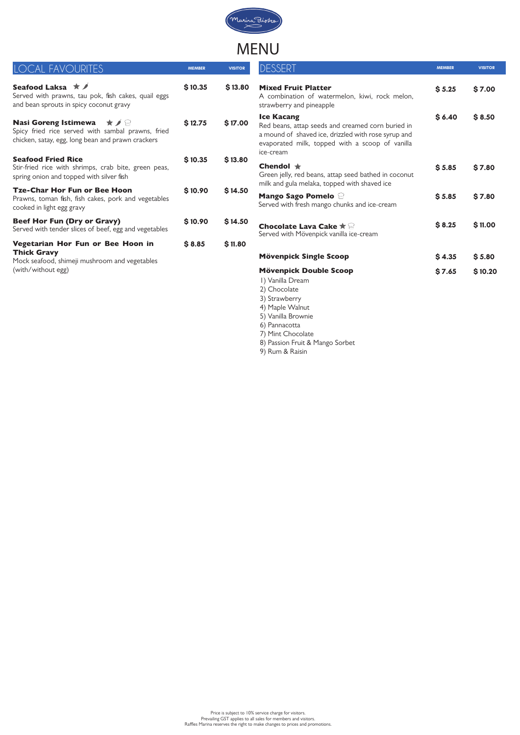Marina Bistro

# MENU

## LOCAL FAVOURITES

| | MEMBER | VISITOR |
|---|---|---|
| **Seafood Laksa** ★ <br>Served with prawns, tau pok, fish cakes, quail eggs and bean sprouts in spicy coconut gravy | $ 10.35 | $ 13.80 |
| **Nasi Goreng Istimewa** ★ <br>Spicy fried rice served with sambal prawns, fried chicken, satay, egg, long bean and prawn crackers | $ 12.75 | $ 17.00 |
| **Seafood Fried Rice**<br>Stir-fried rice with shrimps, crab bite, green peas, spring onion and topped with silver fish | $ 10.35 | $ 13.80 |
| **Tze-Char Hor Fun or Bee Hoon**<br>Prawns, toman fish, fish cakes, pork and vegetables cooked in light egg gravy | $ 10.90 | $ 14.50 |
| **Beef Hor Fun (Dry or Gravy)**<br>Served with tender slices of beef, egg and vegetables | $ 10.90 | $ 14.50 |
| **Vegetarian Hor Fun or Bee Hoon in Thick Gravy**<br>Mock seafood, shimeji mushroom and vegetables (with/without egg) | $ 8.85 | $ 11.80 |

## DESSERT

| | MEMBER | VISITOR |
|---|---|---|
| **Mixed Fruit Platter**<br>A combination of watermelon, kiwi, rock melon, strawberry and pineapple | $ 5.25 | $ 7.00 |
| **Ice Kacang**<br>Red beans, attap seeds and creamed corn buried in a mound of shaved ice, drizzled with rose syrup and evaporated milk, topped with a scoop of vanilla ice-cream | $ 6.40 | $ 8.50 |
| **Chendol** ★<br>Green jelly, red beans, attap seed bathed in coconut milk and gula melaka, topped with shaved ice | $ 5.85 | $ 7.80 |
| **Mango Sago Pomelo**<br>Served with fresh mango chunks and ice-cream | $ 5.85 | $ 7.80 |
| **Chocolate Lava Cake** ★<br>Served with Mövenpick vanilla ice-cream | $ 8.25 | $ 11.00 |
| **Mövenpick Single Scoop** | $ 4.35 | $ 5.80 |
| **Mövenpick Double Scoop** | $ 7.65 | $ 10.20 |

1) Vanilla Dream
2) Chocolate
3) Strawberry
4) Maple Walnut
5) Vanilla Brownie
6) Pannacotta
7) Mint Chocolate
8) Passion Fruit & Mango Sorbet
9) Rum & Raisin

Price is subject to 10% service charge for visitors.
Prevailing GST applies to all sales for members and visitors.
Raffles Marina reserves the right to make changes to prices and promotions.